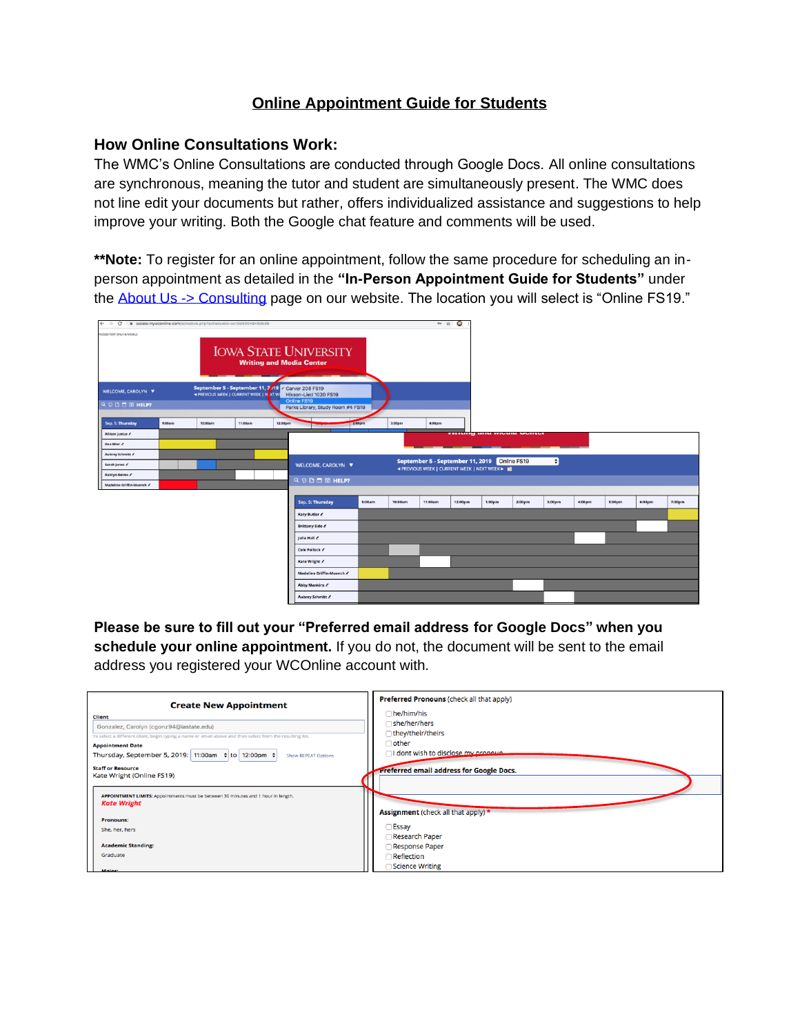# Online Appointment Guide for Students

## How Online Consultations Work:

The WMC's Online Consultations are conducted through Google Docs. All online consultations are synchronous, meaning the tutor and student are simultaneously present. The WMC does not line edit your documents but rather, offers individualized assistance and suggestions to help improve your writing. Both the Google chat feature and comments will be used.

****Note:** To register for an online appointment, follow the same procedure for scheduling an in-person appointment as detailed in the **"In-Person Appointment Guide for Students"** under the About Us -> Consulting page on our website. The location you will select is "Online FS19."

**Please be sure to fill out your "Preferred email address for Google Docs" when you schedule your online appointment.** If you do not, the document will be sent to the email address you registered your WCOnline account with.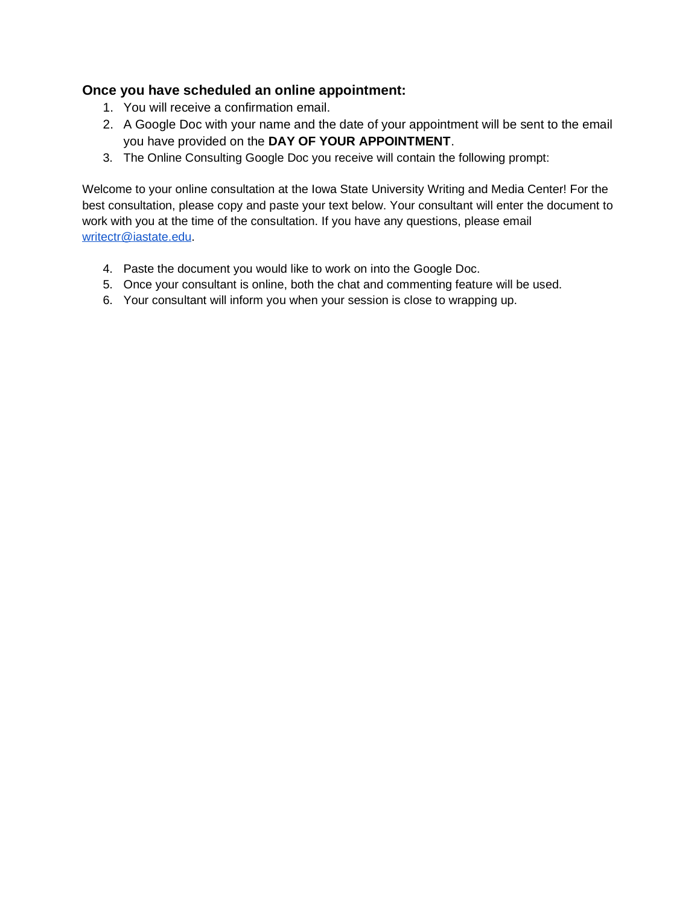### Once you have scheduled an online appointment:

1. You will receive a confirmation email.
2. A Google Doc with your name and the date of your appointment will be sent to the email you have provided on the **DAY OF YOUR APPOINTMENT**.
3. The Online Consulting Google Doc you receive will contain the following prompt:

Welcome to your online consultation at the Iowa State University Writing and Media Center! For the best consultation, please copy and paste your text below. Your consultant will enter the document to work with you at the time of the consultation. If you have any questions, please email [writectr@iastate.edu](mailto:writectr@iastate.edu).

4. Paste the document you would like to work on into the Google Doc.
5. Once your consultant is online, both the chat and commenting feature will be used.
6. Your consultant will inform you when your session is close to wrapping up.